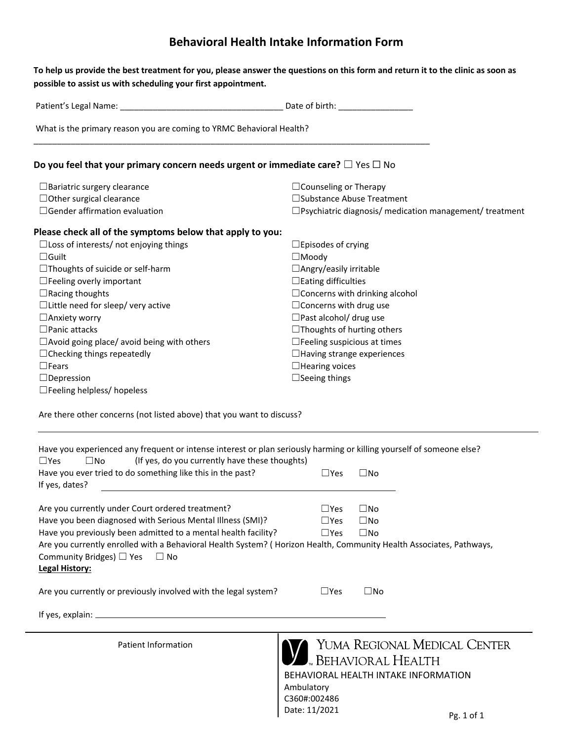# Behavioral Health Intake Information Form

**To help us provide the best treatment for you, please answer the questions on this form and return it to the clinic as soon as possible to assist us with scheduling your first appointment.**

Patient's Legal Name: ___________________________________ Date of birth: ________________

What is the primary reason you are coming to YRMC Behavioral Health?

_____________________________________________________________________________________

**Do you feel that your primary concern needs urgent or immediate care?** ☐ Yes ☐ No

- ☐Bariatric surgery clearance
- ☐Other surgical clearance
- ☐Gender affirmation evaluation
- ☐Counseling or Therapy
- ☐Substance Abuse Treatment
- ☐Psychiatric diagnosis/ medication management/ treatment

**Please check all of the symptoms below that apply to you:**

- ☐Loss of interests/ not enjoying things
- ☐Guilt
- ☐Thoughts of suicide or self-harm
- ☐Feeling overly important
- ☐Racing thoughts
- ☐Little need for sleep/ very active
- ☐Anxiety worry
- ☐Panic attacks
- ☐Avoid going place/ avoid being with others
- ☐Checking things repeatedly
- ☐Fears
- ☐Depression
- ☐Feeling helpless/ hopeless
- ☐Episodes of crying
- ☐Moody
- ☐Angry/easily irritable
- ☐Eating difficulties
- ☐Concerns with drinking alcohol
- ☐Concerns with drug use
- ☐Past alcohol/ drug use
- ☐Thoughts of hurting others
- ☐Feeling suspicious at times
- ☐Having strange experiences
- ☐Hearing voices
- ☐Seeing things

Are there other concerns (not listed above) that you want to discuss?

_____________________________________________________________________________________

Have you experienced any frequent or intense interest or plan seriously harming or killing yourself of someone else?
☐Yes ☐No (If yes, do you currently have these thoughts)

Have you ever tried to do something like this in the past? ☐Yes ☐No

If yes, dates? ____________________________________________

Are you currently under Court ordered treatment? ☐Yes ☐No

Have you been diagnosed with Serious Mental Illness (SMI)? ☐Yes ☐No

Have you previously been admitted to a mental health facility? ☐Yes ☐No

Are you currently enrolled with a Behavioral Health System? ( Horizon Health, Community Health Associates, Pathways, Community Bridges) ☐ Yes ☐ No

**Legal History:**

Are you currently or previously involved with the legal system? ☐Yes ☐No

If yes, explain: ____________________________________________

Patient Information

YUMA REGIONAL MEDICAL CENTER BEHAVIORAL HEALTH

BEHAVIORAL HEALTH INTAKE INFORMATION

Ambulatory

C360#:002486

Date: 11/2021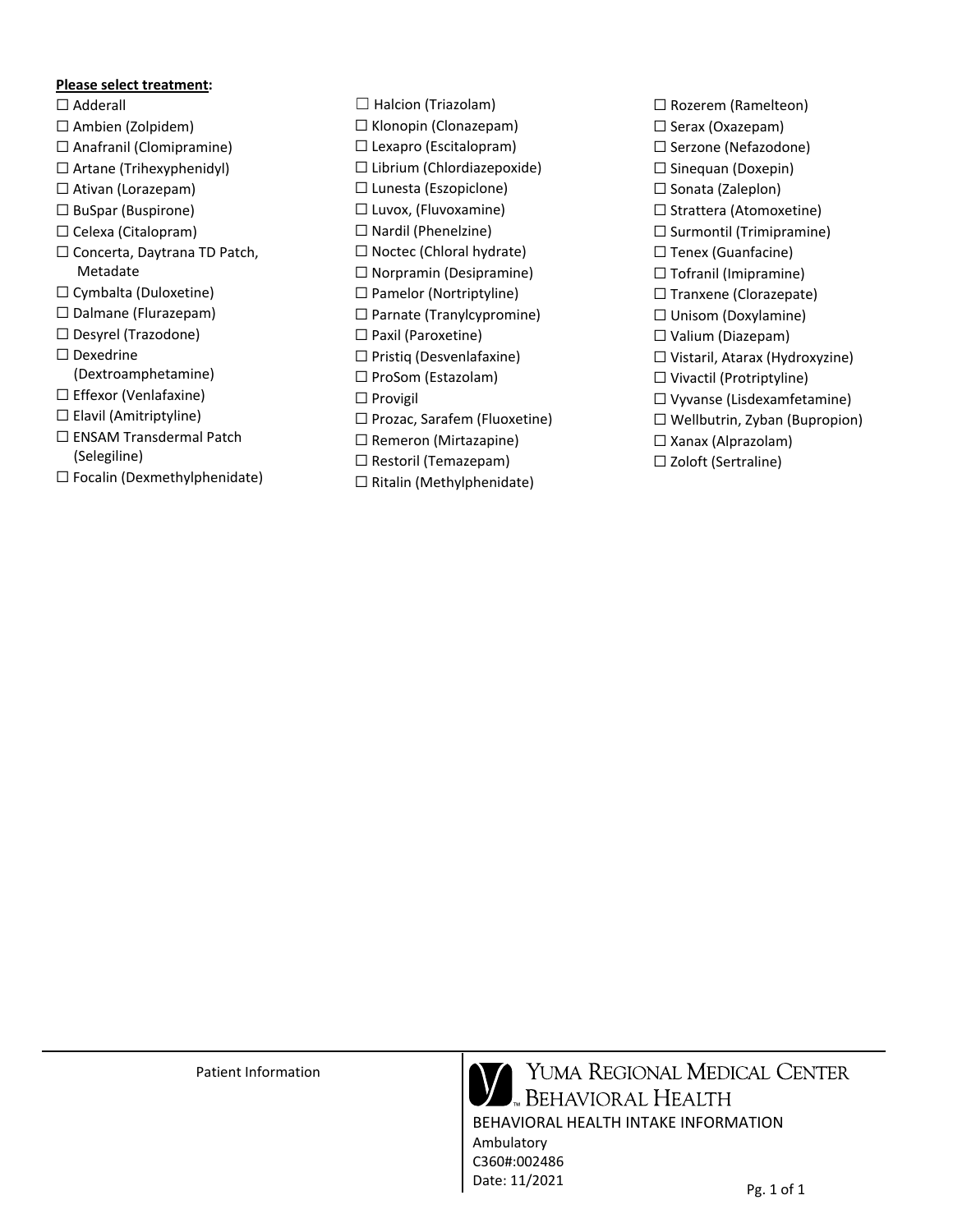**Please select treatment:**

☐ Adderall
☐ Ambien (Zolpidem)
☐ Anafranil (Clomipramine)
☐ Artane (Trihexyphenidyl)
☐ Ativan (Lorazepam)
☐ BuSpar (Buspirone)
☐ Celexa (Citalopram)
☐ Concerta, Daytrana TD Patch, Metadate
☐ Cymbalta (Duloxetine)
☐ Dalmane (Flurazepam)
☐ Desyrel (Trazodone)
☐ Dexedrine (Dextroamphetamine)
☐ Effexor (Venlafaxine)
☐ Elavil (Amitriptyline)
☐ ENSAM Transdermal Patch (Selegiline)
☐ Focalin (Dexmethylphenidate)
☐ Halcion (Triazolam)
☐ Klonopin (Clonazepam)
☐ Lexapro (Escitalopram)
☐ Librium (Chlordiazepoxide)
☐ Lunesta (Eszopiclone)
☐ Luvox, (Fluvoxamine)
☐ Nardil (Phenelzine)
☐ Noctec (Chloral hydrate)
☐ Norpramin (Desipramine)
☐ Pamelor (Nortriptyline)
☐ Parnate (Tranylcypromine)
☐ Paxil (Paroxetine)
☐ Pristiq (Desvenlafaxine)
☐ ProSom (Estazolam)
☐ Provigil
☐ Prozac, Sarafem (Fluoxetine)
☐ Remeron (Mirtazapine)
☐ Restoril (Temazepam)
☐ Ritalin (Methylphenidate)
☐ Rozerem (Ramelteon)
☐ Serax (Oxazepam)
☐ Serzone (Nefazodone)
☐ Sinequan (Doxepin)
☐ Sonata (Zaleplon)
☐ Strattera (Atomoxetine)
☐ Surmontil (Trimipramine)
☐ Tenex (Guanfacine)
☐ Tofranil (Imipramine)
☐ Tranxene (Clorazepate)
☐ Unisom (Doxylamine)
☐ Valium (Diazepam)
☐ Vistaril, Atarax (Hydroxyzine)
☐ Vivactil (Protriptyline)
☐ Vyvanse (Lisdexamfetamine)
☐ Wellbutrin, Zyban (Bupropion)
☐ Xanax (Alprazolam)
☐ Zoloft (Sertraline)

Patient Information

YUMA REGIONAL MEDICAL CENTER BEHAVIORAL HEALTH
BEHAVIORAL HEALTH INTAKE INFORMATION
Ambulatory
C360#:002486
Date: 11/2021